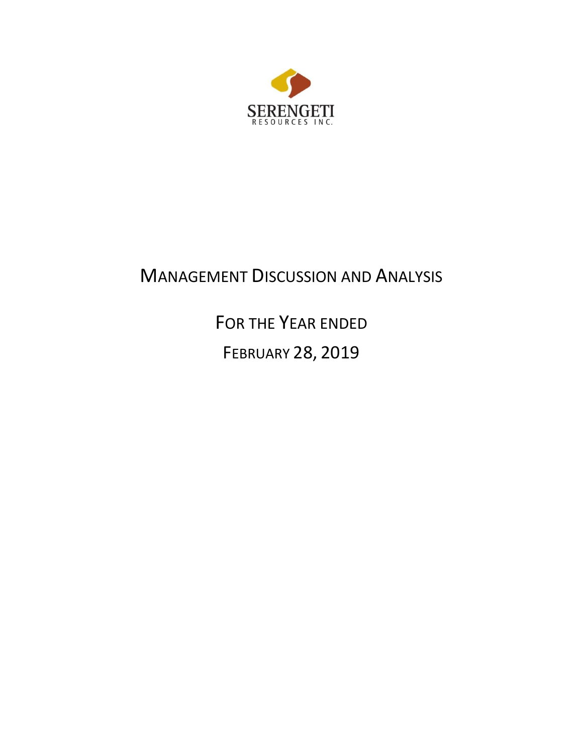SERENGETI
RESOURCES INC.

# Management Discussion and Analysis

## For the Year ended

## February 28, 2019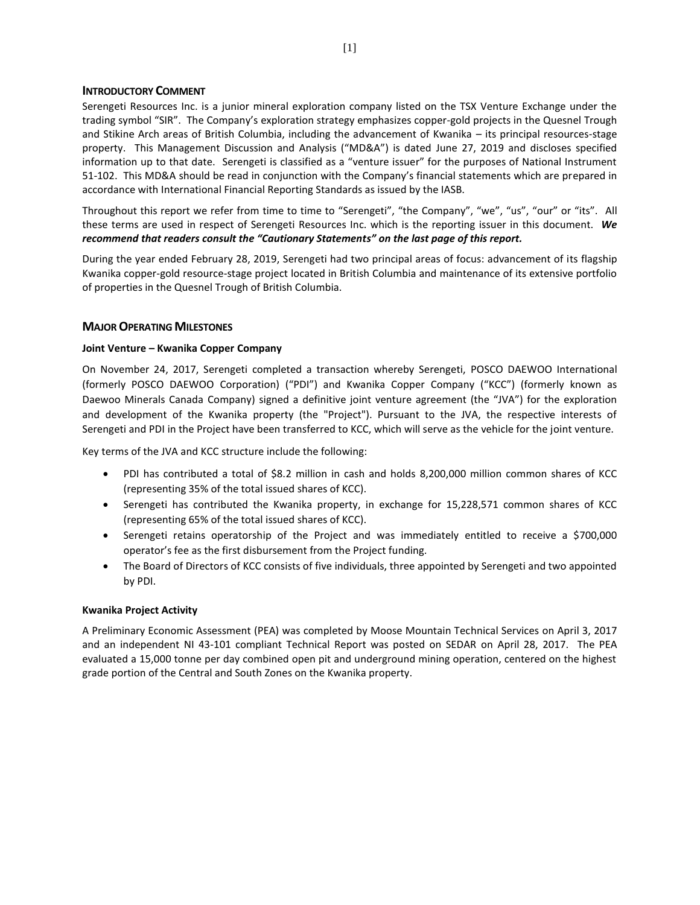## INTRODUCTORY COMMENT

Serengeti Resources Inc. is a junior mineral exploration company listed on the TSX Venture Exchange under the trading symbol "SIR". The Company's exploration strategy emphasizes copper-gold projects in the Quesnel Trough and Stikine Arch areas of British Columbia, including the advancement of Kwanika – its principal resources-stage property. This Management Discussion and Analysis ("MD&A") is dated June 27, 2019 and discloses specified information up to that date. Serengeti is classified as a "venture issuer" for the purposes of National Instrument 51-102. This MD&A should be read in conjunction with the Company's financial statements which are prepared in accordance with International Financial Reporting Standards as issued by the IASB.

Throughout this report we refer from time to time to "Serengeti", "the Company", "we", "us", "our" or "its". All these terms are used in respect of Serengeti Resources Inc. which is the reporting issuer in this document. ***We recommend that readers consult the "Cautionary Statements" on the last page of this report.***

During the year ended February 28, 2019, Serengeti had two principal areas of focus: advancement of its flagship Kwanika copper-gold resource-stage project located in British Columbia and maintenance of its extensive portfolio of properties in the Quesnel Trough of British Columbia.

## MAJOR OPERATING MILESTONES

### Joint Venture – Kwanika Copper Company

On November 24, 2017, Serengeti completed a transaction whereby Serengeti, POSCO DAEWOO International (formerly POSCO DAEWOO Corporation) ("PDI") and Kwanika Copper Company ("KCC") (formerly known as Daewoo Minerals Canada Company) signed a definitive joint venture agreement (the "JVA") for the exploration and development of the Kwanika property (the "Project"). Pursuant to the JVA, the respective interests of Serengeti and PDI in the Project have been transferred to KCC, which will serve as the vehicle for the joint venture.

Key terms of the JVA and KCC structure include the following:

- PDI has contributed a total of $8.2 million in cash and holds 8,200,000 million common shares of KCC (representing 35% of the total issued shares of KCC).
- Serengeti has contributed the Kwanika property, in exchange for 15,228,571 common shares of KCC (representing 65% of the total issued shares of KCC).
- Serengeti retains operatorship of the Project and was immediately entitled to receive a $700,000 operator's fee as the first disbursement from the Project funding.
- The Board of Directors of KCC consists of five individuals, three appointed by Serengeti and two appointed by PDI.

### Kwanika Project Activity

A Preliminary Economic Assessment (PEA) was completed by Moose Mountain Technical Services on April 3, 2017 and an independent NI 43-101 compliant Technical Report was posted on SEDAR on April 28, 2017. The PEA evaluated a 15,000 tonne per day combined open pit and underground mining operation, centered on the highest grade portion of the Central and South Zones on the Kwanika property.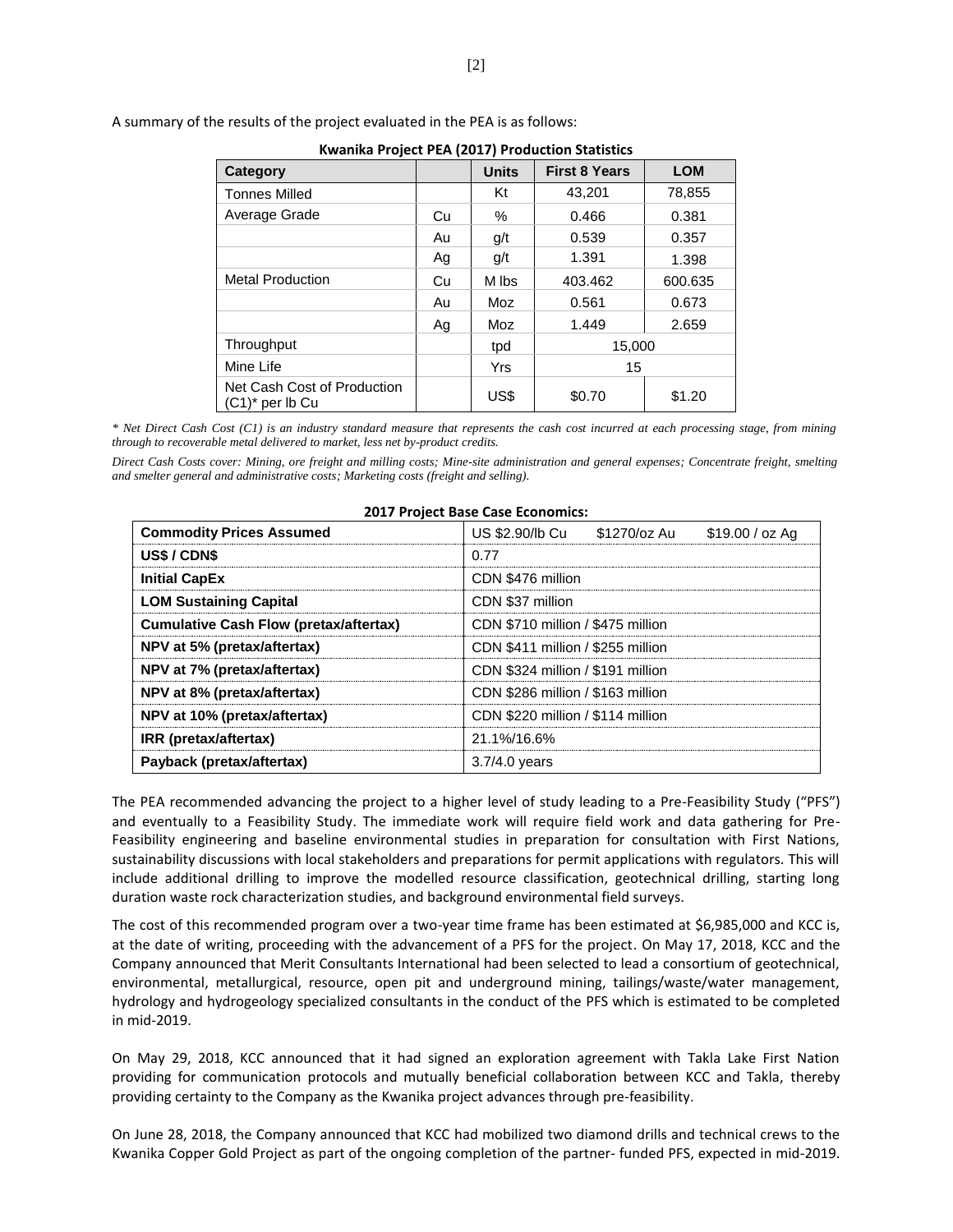A summary of the results of the project evaluated in the PEA is as follows:

**Kwanika Project PEA (2017) Production Statistics**

| Category | | Units | First 8 Years | LOM |
|---|---|---|---|---|
| Tonnes Milled | | Kt | 43,201 | 78,855 |
| Average Grade | Cu | % | 0.466 | 0.381 |
| | Au | g/t | 0.539 | 0.357 |
| | Ag | g/t | 1.391 | 1.398 |
| Metal Production | Cu | M lbs | 403.462 | 600.635 |
| | Au | Moz | 0.561 | 0.673 |
| | Ag | Moz | 1.449 | 2.659 |
| Throughput | | tpd | 15,000 | |
| Mine Life | | Yrs | 15 | |
| Net Cash Cost of Production (C1)* per lb Cu | | US$ | $0.70 | $1.20 |

*\* Net Direct Cash Cost (C1) is an industry standard measure that represents the cash cost incurred at each processing stage, from mining through to recoverable metal delivered to market, less net by-product credits.*

*Direct Cash Costs cover: Mining, ore freight and milling costs; Mine-site administration and general expenses; Concentrate freight, smelting and smelter general and administrative costs; Marketing costs (freight and selling).*

**2017 Project Base Case Economics:**

| Commodity Prices Assumed | US $2.90/lb Cu $1270/oz Au $19.00 / oz Ag |
|---|---|
| **US$ / CDN$** | 0.77 |
| **Initial CapEx** | CDN $476 million |
| **LOM Sustaining Capital** | CDN $37 million |
| **Cumulative Cash Flow (pretax/aftertax)** | CDN $710 million / $475 million |
| **NPV at 5% (pretax/aftertax)** | CDN $411 million / $255 million |
| **NPV at 7% (pretax/aftertax)** | CDN $324 million / $191 million |
| **NPV at 8% (pretax/aftertax)** | CDN $286 million / $163 million |
| **NPV at 10% (pretax/aftertax)** | CDN $220 million / $114 million |
| **IRR (pretax/aftertax)** | 21.1%/16.6% |
| **Payback (pretax/aftertax)** | 3.7/4.0 years |

The PEA recommended advancing the project to a higher level of study leading to a Pre-Feasibility Study ("PFS") and eventually to a Feasibility Study. The immediate work will require field work and data gathering for Pre-Feasibility engineering and baseline environmental studies in preparation for consultation with First Nations, sustainability discussions with local stakeholders and preparations for permit applications with regulators. This will include additional drilling to improve the modelled resource classification, geotechnical drilling, starting long duration waste rock characterization studies, and background environmental field surveys.

The cost of this recommended program over a two-year time frame has been estimated at $6,985,000 and KCC is, at the date of writing, proceeding with the advancement of a PFS for the project. On May 17, 2018, KCC and the Company announced that Merit Consultants International had been selected to lead a consortium of geotechnical, environmental, metallurgical, resource, open pit and underground mining, tailings/waste/water management, hydrology and hydrogeology specialized consultants in the conduct of the PFS which is estimated to be completed in mid-2019.

On May 29, 2018, KCC announced that it had signed an exploration agreement with Takla Lake First Nation providing for communication protocols and mutually beneficial collaboration between KCC and Takla, thereby providing certainty to the Company as the Kwanika project advances through pre-feasibility.

On June 28, 2018, the Company announced that KCC had mobilized two diamond drills and technical crews to the Kwanika Copper Gold Project as part of the ongoing completion of the partner- funded PFS, expected in mid-2019.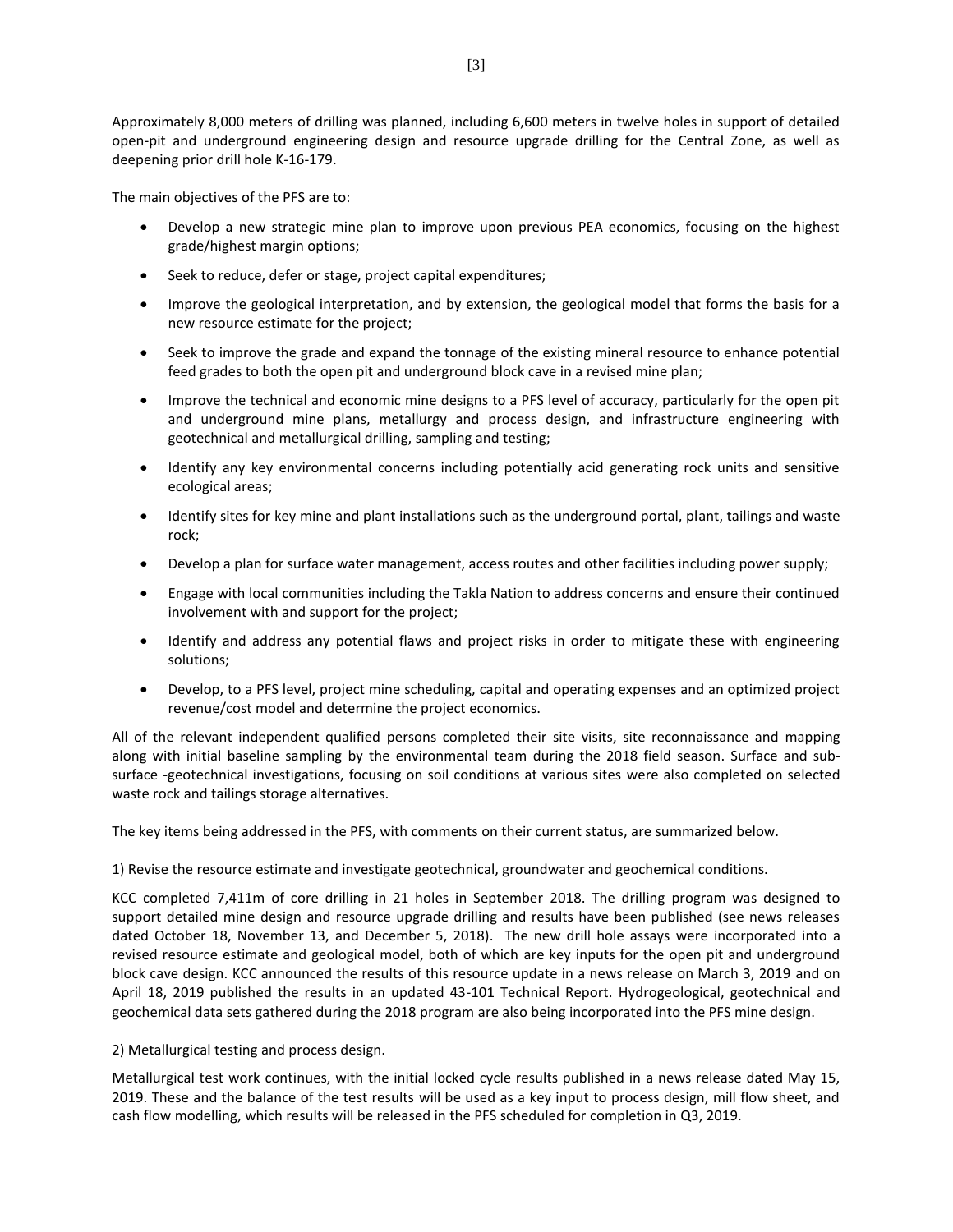Approximately 8,000 meters of drilling was planned, including 6,600 meters in twelve holes in support of detailed open-pit and underground engineering design and resource upgrade drilling for the Central Zone, as well as deepening prior drill hole K-16-179.

The main objectives of the PFS are to:

- Develop a new strategic mine plan to improve upon previous PEA economics, focusing on the highest grade/highest margin options;
- Seek to reduce, defer or stage, project capital expenditures;
- Improve the geological interpretation, and by extension, the geological model that forms the basis for a new resource estimate for the project;
- Seek to improve the grade and expand the tonnage of the existing mineral resource to enhance potential feed grades to both the open pit and underground block cave in a revised mine plan;
- Improve the technical and economic mine designs to a PFS level of accuracy, particularly for the open pit and underground mine plans, metallurgy and process design, and infrastructure engineering with geotechnical and metallurgical drilling, sampling and testing;
- Identify any key environmental concerns including potentially acid generating rock units and sensitive ecological areas;
- Identify sites for key mine and plant installations such as the underground portal, plant, tailings and waste rock;
- Develop a plan for surface water management, access routes and other facilities including power supply;
- Engage with local communities including the Takla Nation to address concerns and ensure their continued involvement with and support for the project;
- Identify and address any potential flaws and project risks in order to mitigate these with engineering solutions;
- Develop, to a PFS level, project mine scheduling, capital and operating expenses and an optimized project revenue/cost model and determine the project economics.

All of the relevant independent qualified persons completed their site visits, site reconnaissance and mapping along with initial baseline sampling by the environmental team during the 2018 field season. Surface and sub-surface -geotechnical investigations, focusing on soil conditions at various sites were also completed on selected waste rock and tailings storage alternatives.

The key items being addressed in the PFS, with comments on their current status, are summarized below.

1) Revise the resource estimate and investigate geotechnical, groundwater and geochemical conditions.

KCC completed 7,411m of core drilling in 21 holes in September 2018. The drilling program was designed to support detailed mine design and resource upgrade drilling and results have been published (see news releases dated October 18, November 13, and December 5, 2018). The new drill hole assays were incorporated into a revised resource estimate and geological model, both of which are key inputs for the open pit and underground block cave design. KCC announced the results of this resource update in a news release on March 3, 2019 and on April 18, 2019 published the results in an updated 43-101 Technical Report. Hydrogeological, geotechnical and geochemical data sets gathered during the 2018 program are also being incorporated into the PFS mine design.

2) Metallurgical testing and process design.

Metallurgical test work continues, with the initial locked cycle results published in a news release dated May 15, 2019. These and the balance of the test results will be used as a key input to process design, mill flow sheet, and cash flow modelling, which results will be released in the PFS scheduled for completion in Q3, 2019.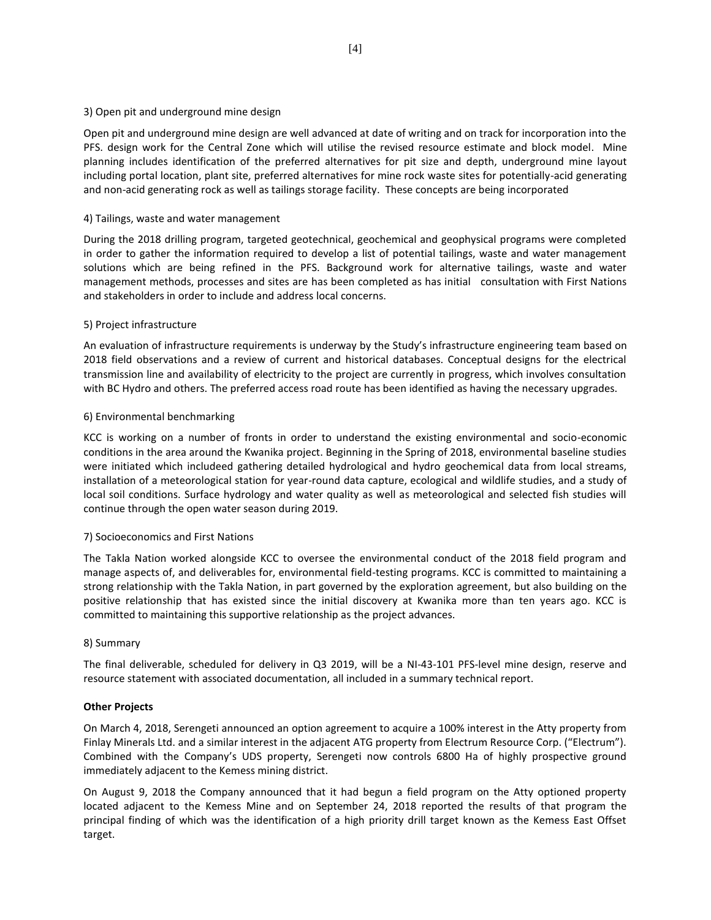3) Open pit and underground mine design

Open pit and underground mine design are well advanced at date of writing and on track for incorporation into the PFS. design work for the Central Zone which will utilise the revised resource estimate and block model. Mine planning includes identification of the preferred alternatives for pit size and depth, underground mine layout including portal location, plant site, preferred alternatives for mine rock waste sites for potentially-acid generating and non-acid generating rock as well as tailings storage facility. These concepts are being incorporated

4) Tailings, waste and water management

During the 2018 drilling program, targeted geotechnical, geochemical and geophysical programs were completed in order to gather the information required to develop a list of potential tailings, waste and water management solutions which are being refined in the PFS. Background work for alternative tailings, waste and water management methods, processes and sites are has been completed as has initial consultation with First Nations and stakeholders in order to include and address local concerns.

5) Project infrastructure

An evaluation of infrastructure requirements is underway by the Study's infrastructure engineering team based on 2018 field observations and a review of current and historical databases. Conceptual designs for the electrical transmission line and availability of electricity to the project are currently in progress, which involves consultation with BC Hydro and others. The preferred access road route has been identified as having the necessary upgrades.

6) Environmental benchmarking

KCC is working on a number of fronts in order to understand the existing environmental and socio-economic conditions in the area around the Kwanika project. Beginning in the Spring of 2018, environmental baseline studies were initiated which includeed gathering detailed hydrological and hydro geochemical data from local streams, installation of a meteorological station for year-round data capture, ecological and wildlife studies, and a study of local soil conditions. Surface hydrology and water quality as well as meteorological and selected fish studies will continue through the open water season during 2019.

7) Socioeconomics and First Nations

The Takla Nation worked alongside KCC to oversee the environmental conduct of the 2018 field program and manage aspects of, and deliverables for, environmental field-testing programs. KCC is committed to maintaining a strong relationship with the Takla Nation, in part governed by the exploration agreement, but also building on the positive relationship that has existed since the initial discovery at Kwanika more than ten years ago. KCC is committed to maintaining this supportive relationship as the project advances.

8) Summary

The final deliverable, scheduled for delivery in Q3 2019, will be a NI-43-101 PFS-level mine design, reserve and resource statement with associated documentation, all included in a summary technical report.

**Other Projects**

On March 4, 2018, Serengeti announced an option agreement to acquire a 100% interest in the Atty property from Finlay Minerals Ltd. and a similar interest in the adjacent ATG property from Electrum Resource Corp. ("Electrum"). Combined with the Company's UDS property, Serengeti now controls 6800 Ha of highly prospective ground immediately adjacent to the Kemess mining district.

On August 9, 2018 the Company announced that it had begun a field program on the Atty optioned property located adjacent to the Kemess Mine and on September 24, 2018 reported the results of that program the principal finding of which was the identification of a high priority drill target known as the Kemess East Offset target.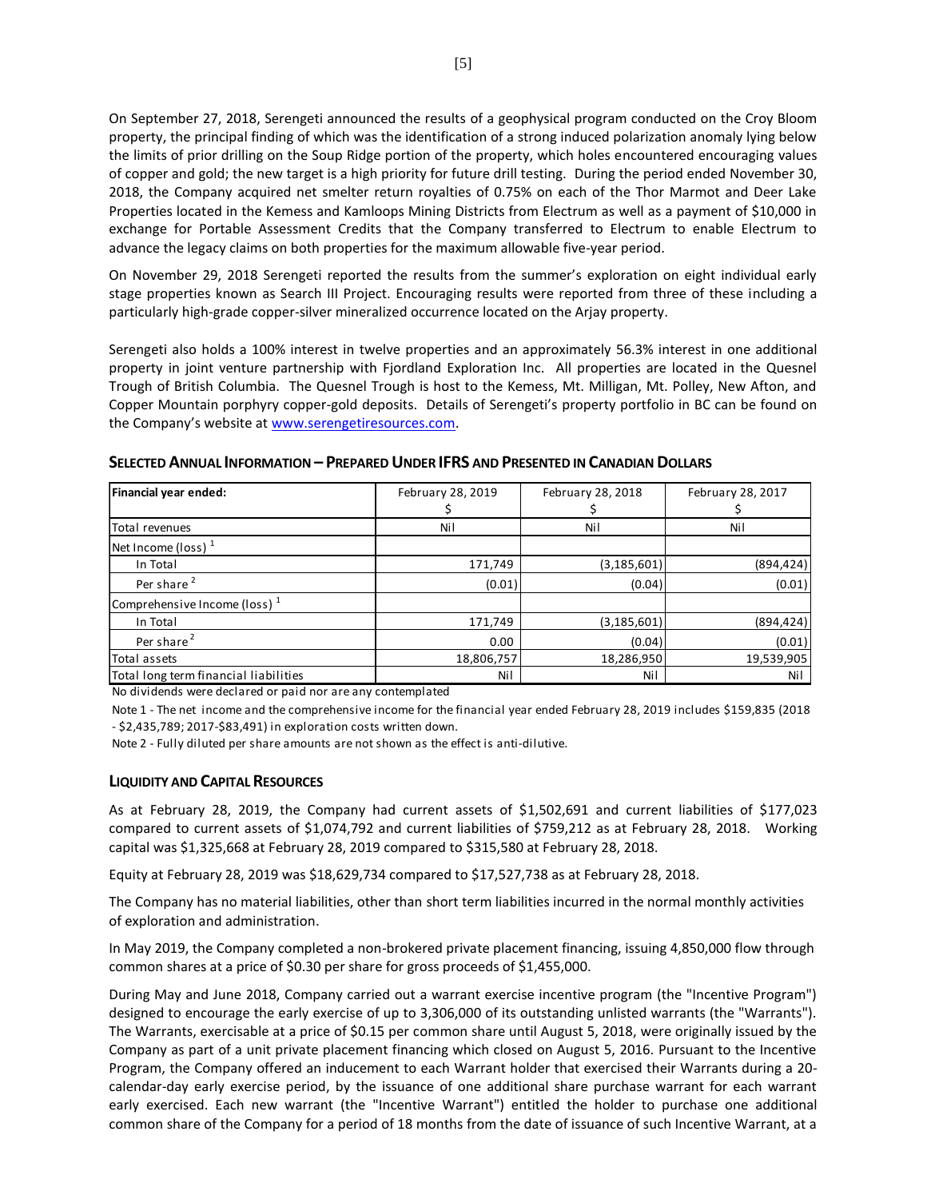On September 27, 2018, Serengeti announced the results of a geophysical program conducted on the Croy Bloom property, the principal finding of which was the identification of a strong induced polarization anomaly lying below the limits of prior drilling on the Soup Ridge portion of the property, which holes encountered encouraging values of copper and gold; the new target is a high priority for future drill testing. During the period ended November 30, 2018, the Company acquired net smelter return royalties of 0.75% on each of the Thor Marmot and Deer Lake Properties located in the Kemess and Kamloops Mining Districts from Electrum as well as a payment of $10,000 in exchange for Portable Assessment Credits that the Company transferred to Electrum to enable Electrum to advance the legacy claims on both properties for the maximum allowable five-year period.

On November 29, 2018 Serengeti reported the results from the summer's exploration on eight individual early stage properties known as Search III Project. Encouraging results were reported from three of these including a particularly high-grade copper-silver mineralized occurrence located on the Arjay property.

Serengeti also holds a 100% interest in twelve properties and an approximately 56.3% interest in one additional property in joint venture partnership with Fjordland Exploration Inc. All properties are located in the Quesnel Trough of British Columbia. The Quesnel Trough is host to the Kemess, Mt. Milligan, Mt. Polley, New Afton, and Copper Mountain porphyry copper-gold deposits. Details of Serengeti's property portfolio in BC can be found on the Company's website at www.serengetiresources.com.

## Selected Annual Information – Prepared Under IFRS and Presented in Canadian Dollars

| Financial year ended: | February 28, 2019<br>$ | February 28, 2018<br>$ | February 28, 2017<br>$ |
|---|---|---|---|
| Total revenues | Nil | Nil | Nil |
| Net Income (loss) [1] | | | |
| In Total | 171,749 | (3,185,601) | (894,424) |
| Per share [2] | (0.01) | (0.04) | (0.01) |
| Comprehensive Income (loss) [1] | | | |
| In Total | 171,749 | (3,185,601) | (894,424) |
| Per share [2] | 0.00 | (0.04) | (0.01) |
| Total assets | 18,806,757 | 18,286,950 | 19,539,905 |
| Total long term financial liabilities | Nil | Nil | Nil |

No dividends were declared or paid nor are any contemplated

Note 1 - The net income and the comprehensive income for the financial year ended February 28, 2019 includes $159,835 (2018 - $2,435,789; 2017-$83,491) in exploration costs written down.

Note 2 - Fully diluted per share amounts are not shown as the effect is anti-dilutive.

## Liquidity and Capital Resources

As at February 28, 2019, the Company had current assets of $1,502,691 and current liabilities of $177,023 compared to current assets of $1,074,792 and current liabilities of $759,212 as at February 28, 2018. Working capital was $1,325,668 at February 28, 2019 compared to $315,580 at February 28, 2018.

Equity at February 28, 2019 was $18,629,734 compared to $17,527,738 as at February 28, 2018.

The Company has no material liabilities, other than short term liabilities incurred in the normal monthly activities of exploration and administration.

In May 2019, the Company completed a non-brokered private placement financing, issuing 4,850,000 flow through common shares at a price of $0.30 per share for gross proceeds of $1,455,000.

During May and June 2018, Company carried out a warrant exercise incentive program (the "Incentive Program") designed to encourage the early exercise of up to 3,306,000 of its outstanding unlisted warrants (the "Warrants"). The Warrants, exercisable at a price of $0.15 per common share until August 5, 2018, were originally issued by the Company as part of a unit private placement financing which closed on August 5, 2016. Pursuant to the Incentive Program, the Company offered an inducement to each Warrant holder that exercised their Warrants during a 20-calendar-day early exercise period, by the issuance of one additional share purchase warrant for each warrant early exercised. Each new warrant (the "Incentive Warrant") entitled the holder to purchase one additional common share of the Company for a period of 18 months from the date of issuance of such Incentive Warrant, at a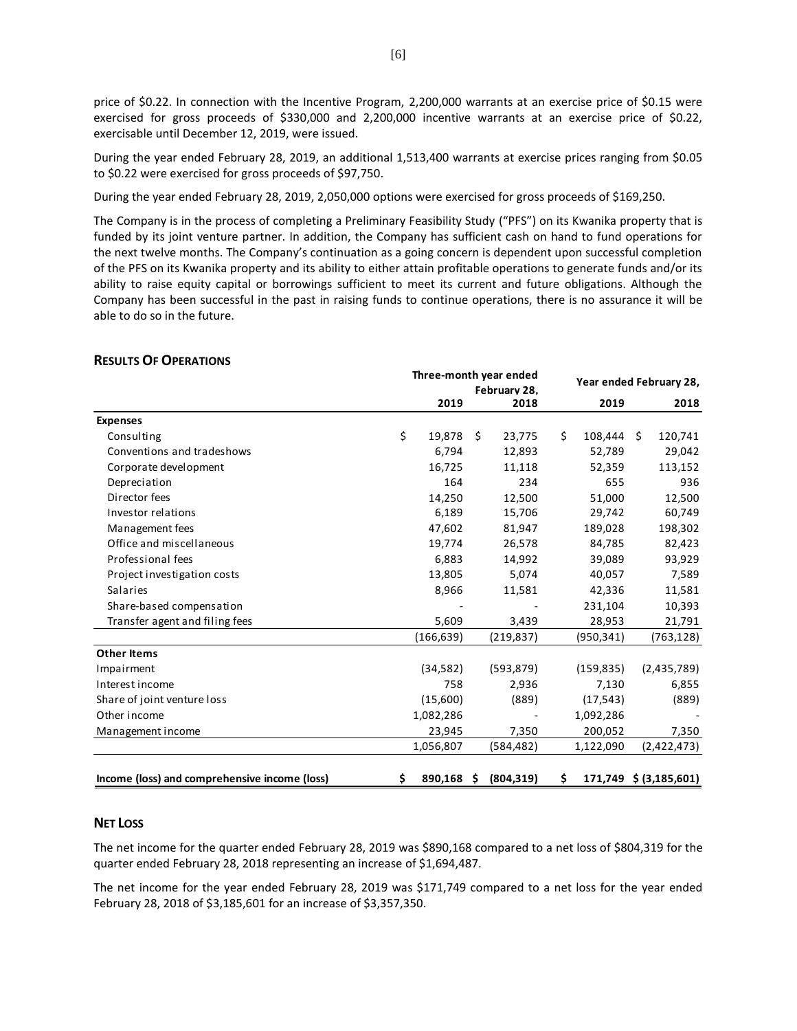price of $0.22. In connection with the Incentive Program, 2,200,000 warrants at an exercise price of $0.15 were exercised for gross proceeds of $330,000 and 2,200,000 incentive warrants at an exercise price of $0.22, exercisable until December 12, 2019, were issued.

During the year ended February 28, 2019, an additional 1,513,400 warrants at exercise prices ranging from $0.05 to $0.22 were exercised for gross proceeds of $97,750.

During the year ended February 28, 2019, 2,050,000 options were exercised for gross proceeds of $169,250.

The Company is in the process of completing a Preliminary Feasibility Study ("PFS") on its Kwanika property that is funded by its joint venture partner. In addition, the Company has sufficient cash on hand to fund operations for the next twelve months. The Company's continuation as a going concern is dependent upon successful completion of the PFS on its Kwanika property and its ability to either attain profitable operations to generate funds and/or its ability to raise equity capital or borrowings sufficient to meet its current and future obligations. Although the Company has been successful in the past in raising funds to continue operations, there is no assurance it will be able to do so in the future.

## RESULTS OF OPERATIONS

| | Three-month year ended February 28, | | Year ended February 28, | |
|---|---|---|---|---|
| | 2019 | 2018 | 2019 | 2018 |
| **Expenses** | | | | |
| Consulting | $ 19,878 | $ 23,775 | $ 108,444 | $ 120,741 |
| Conventions and tradeshows | 6,794 | 12,893 | 52,789 | 29,042 |
| Corporate development | 16,725 | 11,118 | 52,359 | 113,152 |
| Depreciation | 164 | 234 | 655 | 936 |
| Director fees | 14,250 | 12,500 | 51,000 | 12,500 |
| Investor relations | 6,189 | 15,706 | 29,742 | 60,749 |
| Management fees | 47,602 | 81,947 | 189,028 | 198,302 |
| Office and miscellaneous | 19,774 | 26,578 | 84,785 | 82,423 |
| Professional fees | 6,883 | 14,992 | 39,089 | 93,929 |
| Project investigation costs | 13,805 | 5,074 | 40,057 | 7,589 |
| Salaries | 8,966 | 11,581 | 42,336 | 11,581 |
| Share-based compensation | - | - | 231,104 | 10,393 |
| Transfer agent and filing fees | 5,609 | 3,439 | 28,953 | 21,791 |
| | (166,639) | (219,837) | (950,341) | (763,128) |
| **Other Items** | | | | |
| Impairment | (34,582) | (593,879) | (159,835) | (2,435,789) |
| Interest income | 758 | 2,936 | 7,130 | 6,855 |
| Share of joint venture loss | (15,600) | (889) | (17,543) | (889) |
| Other income | 1,082,286 | - | 1,092,286 | - |
| Management income | 23,945 | 7,350 | 200,052 | 7,350 |
| | 1,056,807 | (584,482) | 1,122,090 | (2,422,473) |
| **Income (loss) and comprehensive income (loss)** | **$ 890,168** | **$ (804,319)** | **$ 171,749** | **$ (3,185,601)** |

## NET LOSS

The net income for the quarter ended February 28, 2019 was $890,168 compared to a net loss of $804,319 for the quarter ended February 28, 2018 representing an increase of $1,694,487.

The net income for the year ended February 28, 2019 was $171,749 compared to a net loss for the year ended February 28, 2018 of $3,185,601 for an increase of $3,357,350.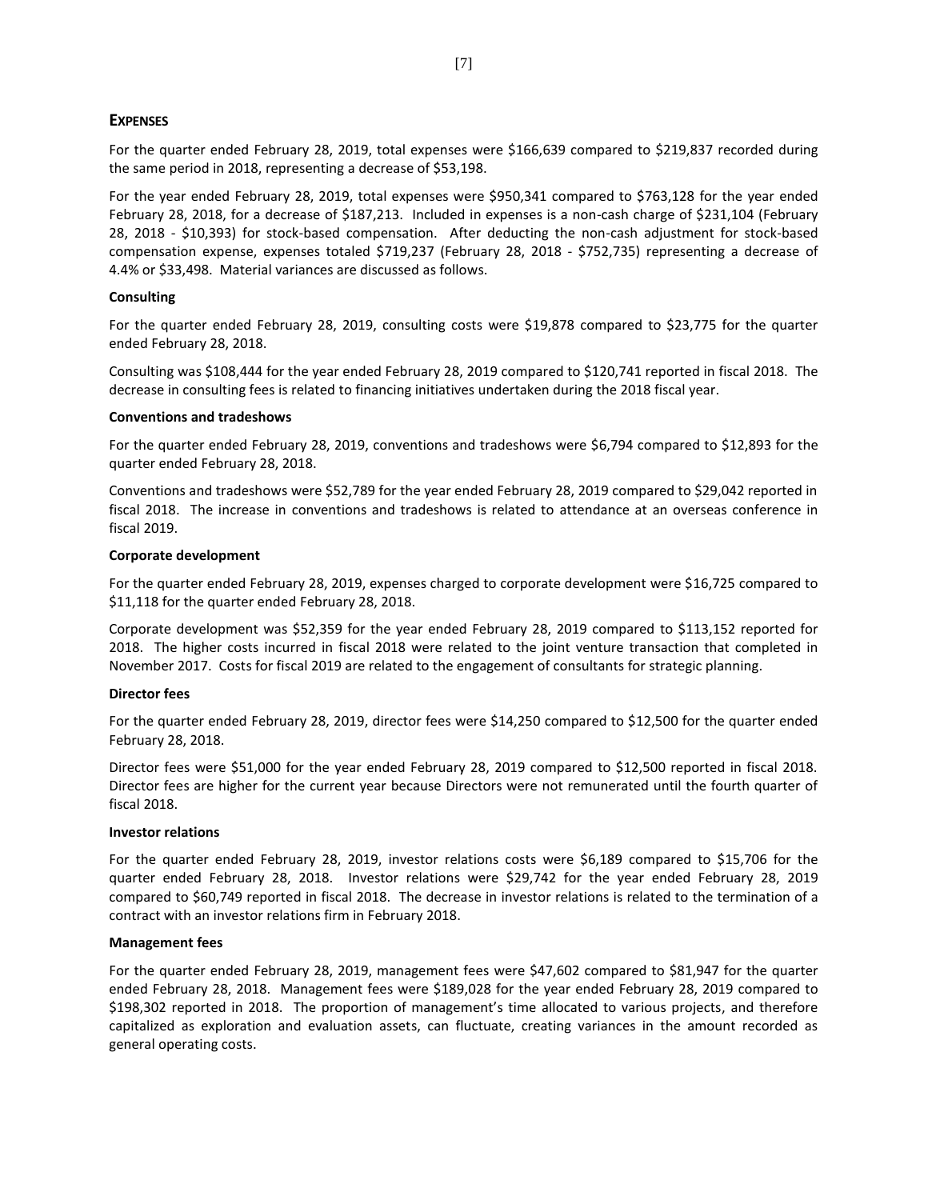## EXPENSES

For the quarter ended February 28, 2019, total expenses were $166,639 compared to $219,837 recorded during the same period in 2018, representing a decrease of $53,198.

For the year ended February 28, 2019, total expenses were $950,341 compared to $763,128 for the year ended February 28, 2018, for a decrease of $187,213. Included in expenses is a non-cash charge of $231,104 (February 28, 2018 - $10,393) for stock-based compensation. After deducting the non-cash adjustment for stock-based compensation expense, expenses totaled $719,237 (February 28, 2018 - $752,735) representing a decrease of 4.4% or $33,498. Material variances are discussed as follows.

**Consulting**

For the quarter ended February 28, 2019, consulting costs were $19,878 compared to $23,775 for the quarter ended February 28, 2018.

Consulting was $108,444 for the year ended February 28, 2019 compared to $120,741 reported in fiscal 2018. The decrease in consulting fees is related to financing initiatives undertaken during the 2018 fiscal year.

**Conventions and tradeshows**

For the quarter ended February 28, 2019, conventions and tradeshows were $6,794 compared to $12,893 for the quarter ended February 28, 2018.

Conventions and tradeshows were $52,789 for the year ended February 28, 2019 compared to $29,042 reported in fiscal 2018. The increase in conventions and tradeshows is related to attendance at an overseas conference in fiscal 2019.

**Corporate development**

For the quarter ended February 28, 2019, expenses charged to corporate development were $16,725 compared to $11,118 for the quarter ended February 28, 2018.

Corporate development was $52,359 for the year ended February 28, 2019 compared to $113,152 reported for 2018. The higher costs incurred in fiscal 2018 were related to the joint venture transaction that completed in November 2017. Costs for fiscal 2019 are related to the engagement of consultants for strategic planning.

**Director fees**

For the quarter ended February 28, 2019, director fees were $14,250 compared to $12,500 for the quarter ended February 28, 2018.

Director fees were $51,000 for the year ended February 28, 2019 compared to $12,500 reported in fiscal 2018. Director fees are higher for the current year because Directors were not remunerated until the fourth quarter of fiscal 2018.

**Investor relations**

For the quarter ended February 28, 2019, investor relations costs were $6,189 compared to $15,706 for the quarter ended February 28, 2018. Investor relations were $29,742 for the year ended February 28, 2019 compared to $60,749 reported in fiscal 2018. The decrease in investor relations is related to the termination of a contract with an investor relations firm in February 2018.

**Management fees**

For the quarter ended February 28, 2019, management fees were $47,602 compared to $81,947 for the quarter ended February 28, 2018. Management fees were $189,028 for the year ended February 28, 2019 compared to $198,302 reported in 2018. The proportion of management's time allocated to various projects, and therefore capitalized as exploration and evaluation assets, can fluctuate, creating variances in the amount recorded as general operating costs.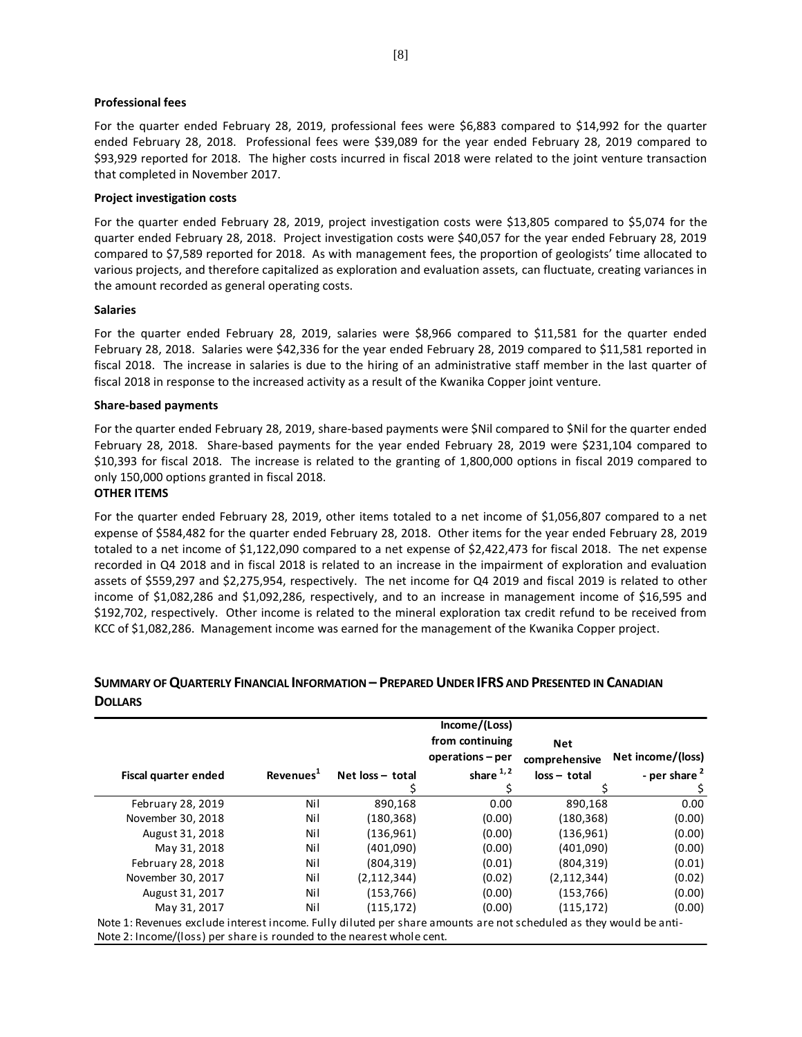**Professional fees**

For the quarter ended February 28, 2019, professional fees were $6,883 compared to $14,992 for the quarter ended February 28, 2018. Professional fees were $39,089 for the year ended February 28, 2019 compared to $93,929 reported for 2018. The higher costs incurred in fiscal 2018 were related to the joint venture transaction that completed in November 2017.

**Project investigation costs**

For the quarter ended February 28, 2019, project investigation costs were $13,805 compared to $5,074 for the quarter ended February 28, 2018. Project investigation costs were $40,057 for the year ended February 28, 2019 compared to $7,589 reported for 2018. As with management fees, the proportion of geologists' time allocated to various projects, and therefore capitalized as exploration and evaluation assets, can fluctuate, creating variances in the amount recorded as general operating costs.

**Salaries**

For the quarter ended February 28, 2019, salaries were $8,966 compared to $11,581 for the quarter ended February 28, 2018. Salaries were $42,336 for the year ended February 28, 2019 compared to $11,581 reported in fiscal 2018. The increase in salaries is due to the hiring of an administrative staff member in the last quarter of fiscal 2018 in response to the increased activity as a result of the Kwanika Copper joint venture.

**Share-based payments**

For the quarter ended February 28, 2019, share-based payments were $Nil compared to $Nil for the quarter ended February 28, 2018. Share-based payments for the year ended February 28, 2019 were $231,104 compared to $10,393 for fiscal 2018. The increase is related to the granting of 1,800,000 options in fiscal 2019 compared to only 150,000 options granted in fiscal 2018.

**OTHER ITEMS**

For the quarter ended February 28, 2019, other items totaled to a net income of $1,056,807 compared to a net expense of $584,482 for the quarter ended February 28, 2018. Other items for the year ended February 28, 2019 totaled to a net income of $1,122,090 compared to a net expense of $2,422,473 for fiscal 2018. The net expense recorded in Q4 2018 and in fiscal 2018 is related to an increase in the impairment of exploration and evaluation assets of $559,297 and $2,275,954, respectively. The net income for Q4 2019 and fiscal 2019 is related to other income of $1,082,286 and $1,092,286, respectively, and to an increase in management income of $16,595 and $192,702, respectively. Other income is related to the mineral exploration tax credit refund to be received from KCC of $1,082,286. Management income was earned for the management of the Kwanika Copper project.

## SUMMARY OF QUARTERLY FINANCIAL INFORMATION – PREPARED UNDER IFRS AND PRESENTED IN CANADIAN DOLLARS

| Fiscal quarter ended | Revenues[1] | Net loss – total<br>$ | Income/(Loss) from continuing operations – per share [1,2]<br>$ | Net comprehensive loss – total<br>$ | Net income/(loss) - per share [2]<br>$ |
|---|---|---|---|---|---|
| February 28, 2019 | Nil | 890,168 | 0.00 | 890,168 | 0.00 |
| November 30, 2018 | Nil | (180,368) | (0.00) | (180,368) | (0.00) |
| August 31, 2018 | Nil | (136,961) | (0.00) | (136,961) | (0.00) |
| May 31, 2018 | Nil | (401,090) | (0.00) | (401,090) | (0.00) |
| February 28, 2018 | Nil | (804,319) | (0.01) | (804,319) | (0.01) |
| November 30, 2017 | Nil | (2,112,344) | (0.02) | (2,112,344) | (0.02) |
| August 31, 2017 | Nil | (153,766) | (0.00) | (153,766) | (0.00) |
| May 31, 2017 | Nil | (115,172) | (0.00) | (115,172) | (0.00) |

Note 1: Revenues exclude interest income. Fully diluted per share amounts are not scheduled as they would be anti-
Note 2: Income/(loss) per share is rounded to the nearest whole cent.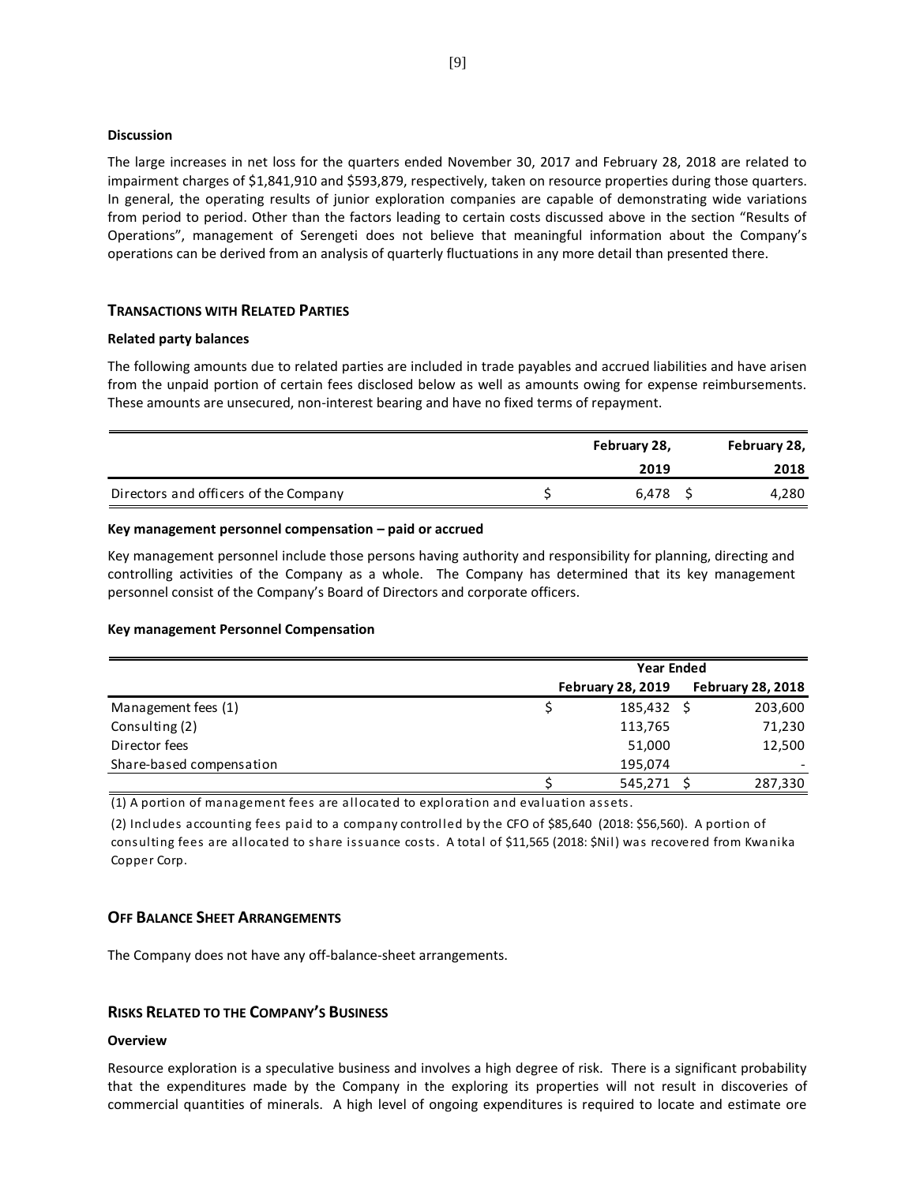**Discussion**

The large increases in net loss for the quarters ended November 30, 2017 and February 28, 2018 are related to impairment charges of $1,841,910 and $593,879, respectively, taken on resource properties during those quarters. In general, the operating results of junior exploration companies are capable of demonstrating wide variations from period to period. Other than the factors leading to certain costs discussed above in the section "Results of Operations", management of Serengeti does not believe that meaningful information about the Company's operations can be derived from an analysis of quarterly fluctuations in any more detail than presented there.

## TRANSACTIONS WITH RELATED PARTIES

**Related party balances**

The following amounts due to related parties are included in trade payables and accrued liabilities and have arisen from the unpaid portion of certain fees disclosed below as well as amounts owing for expense reimbursements. These amounts are unsecured, non-interest bearing and have no fixed terms of repayment.

| | February 28, 2019 | February 28, 2018 |
|---|---|---|
| Directors and officers of the Company | $ 6,478 | $ 4,280 |

**Key management personnel compensation – paid or accrued**

Key management personnel include those persons having authority and responsibility for planning, directing and controlling activities of the Company as a whole. The Company has determined that its key management personnel consist of the Company's Board of Directors and corporate officers.

**Key management Personnel Compensation**

| | Year Ended | |
|---|---|---|
| | February 28, 2019 | February 28, 2018 |
| Management fees (1) | $ 185,432 | $ 203,600 |
| Consulting (2) | 113,765 | 71,230 |
| Director fees | 51,000 | 12,500 |
| Share-based compensation | 195,074 | - |
| | $ 545,271 | $ 287,330 |

(1) A portion of management fees are allocated to exploration and evaluation assets.

(2) Includes accounting fees paid to a company controlled by the CFO of $85,640 (2018: $56,560). A portion of consulting fees are allocated to share issuance costs. A total of $11,565 (2018: $Nil) was recovered from Kwanika Copper Corp.

## OFF BALANCE SHEET ARRANGEMENTS

The Company does not have any off-balance-sheet arrangements.

## RISKS RELATED TO THE COMPANY'S BUSINESS

**Overview**

Resource exploration is a speculative business and involves a high degree of risk. There is a significant probability that the expenditures made by the Company in the exploring its properties will not result in discoveries of commercial quantities of minerals. A high level of ongoing expenditures is required to locate and estimate ore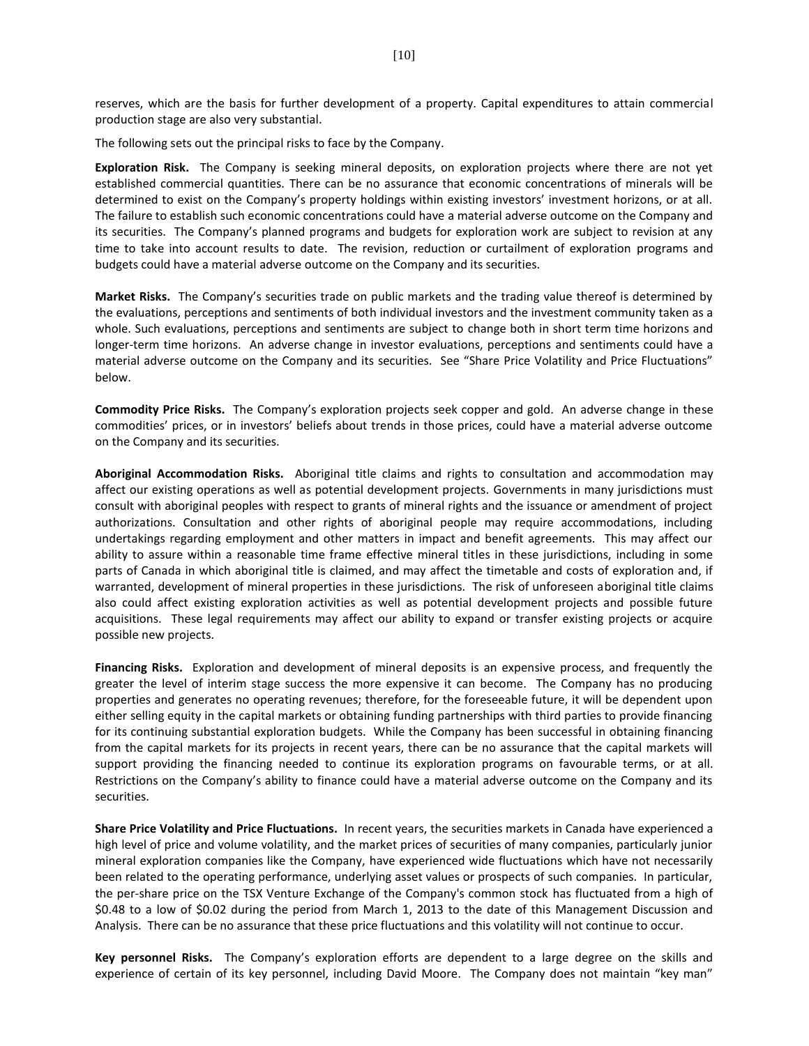reserves, which are the basis for further development of a property. Capital expenditures to attain commercial production stage are also very substantial.

The following sets out the principal risks to face by the Company.

**Exploration Risk.** The Company is seeking mineral deposits, on exploration projects where there are not yet established commercial quantities. There can be no assurance that economic concentrations of minerals will be determined to exist on the Company's property holdings within existing investors' investment horizons, or at all. The failure to establish such economic concentrations could have a material adverse outcome on the Company and its securities. The Company's planned programs and budgets for exploration work are subject to revision at any time to take into account results to date. The revision, reduction or curtailment of exploration programs and budgets could have a material adverse outcome on the Company and its securities.

**Market Risks.** The Company's securities trade on public markets and the trading value thereof is determined by the evaluations, perceptions and sentiments of both individual investors and the investment community taken as a whole. Such evaluations, perceptions and sentiments are subject to change both in short term time horizons and longer-term time horizons. An adverse change in investor evaluations, perceptions and sentiments could have a material adverse outcome on the Company and its securities. See "Share Price Volatility and Price Fluctuations" below.

**Commodity Price Risks.** The Company's exploration projects seek copper and gold. An adverse change in these commodities' prices, or in investors' beliefs about trends in those prices, could have a material adverse outcome on the Company and its securities.

**Aboriginal Accommodation Risks.** Aboriginal title claims and rights to consultation and accommodation may affect our existing operations as well as potential development projects. Governments in many jurisdictions must consult with aboriginal peoples with respect to grants of mineral rights and the issuance or amendment of project authorizations. Consultation and other rights of aboriginal people may require accommodations, including undertakings regarding employment and other matters in impact and benefit agreements. This may affect our ability to assure within a reasonable time frame effective mineral titles in these jurisdictions, including in some parts of Canada in which aboriginal title is claimed, and may affect the timetable and costs of exploration and, if warranted, development of mineral properties in these jurisdictions. The risk of unforeseen aboriginal title claims also could affect existing exploration activities as well as potential development projects and possible future acquisitions. These legal requirements may affect our ability to expand or transfer existing projects or acquire possible new projects.

**Financing Risks.** Exploration and development of mineral deposits is an expensive process, and frequently the greater the level of interim stage success the more expensive it can become. The Company has no producing properties and generates no operating revenues; therefore, for the foreseeable future, it will be dependent upon either selling equity in the capital markets or obtaining funding partnerships with third parties to provide financing for its continuing substantial exploration budgets. While the Company has been successful in obtaining financing from the capital markets for its projects in recent years, there can be no assurance that the capital markets will support providing the financing needed to continue its exploration programs on favourable terms, or at all. Restrictions on the Company's ability to finance could have a material adverse outcome on the Company and its securities.

**Share Price Volatility and Price Fluctuations.** In recent years, the securities markets in Canada have experienced a high level of price and volume volatility, and the market prices of securities of many companies, particularly junior mineral exploration companies like the Company, have experienced wide fluctuations which have not necessarily been related to the operating performance, underlying asset values or prospects of such companies. In particular, the per-share price on the TSX Venture Exchange of the Company's common stock has fluctuated from a high of $0.48 to a low of $0.02 during the period from March 1, 2013 to the date of this Management Discussion and Analysis. There can be no assurance that these price fluctuations and this volatility will not continue to occur.

**Key personnel Risks.** The Company's exploration efforts are dependent to a large degree on the skills and experience of certain of its key personnel, including David Moore. The Company does not maintain "key man"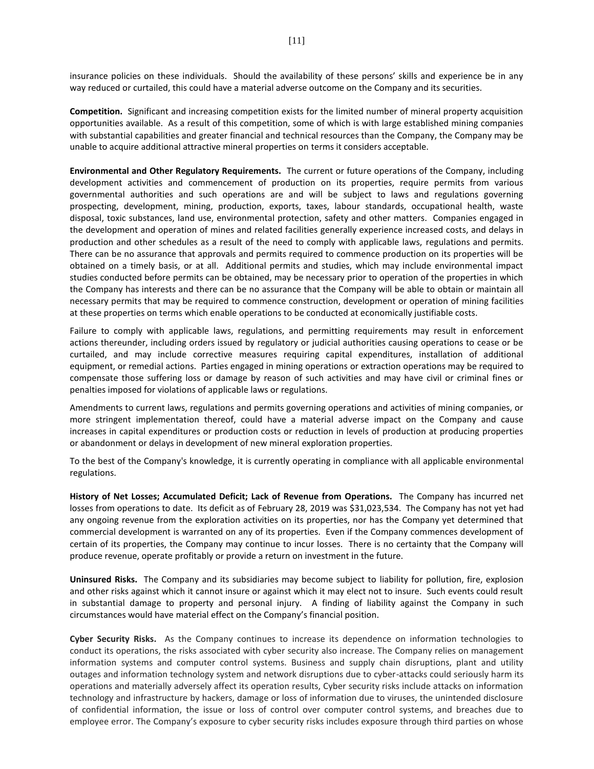insurance policies on these individuals. Should the availability of these persons' skills and experience be in any way reduced or curtailed, this could have a material adverse outcome on the Company and its securities.

**Competition.** Significant and increasing competition exists for the limited number of mineral property acquisition opportunities available. As a result of this competition, some of which is with large established mining companies with substantial capabilities and greater financial and technical resources than the Company, the Company may be unable to acquire additional attractive mineral properties on terms it considers acceptable.

**Environmental and Other Regulatory Requirements.** The current or future operations of the Company, including development activities and commencement of production on its properties, require permits from various governmental authorities and such operations are and will be subject to laws and regulations governing prospecting, development, mining, production, exports, taxes, labour standards, occupational health, waste disposal, toxic substances, land use, environmental protection, safety and other matters. Companies engaged in the development and operation of mines and related facilities generally experience increased costs, and delays in production and other schedules as a result of the need to comply with applicable laws, regulations and permits. There can be no assurance that approvals and permits required to commence production on its properties will be obtained on a timely basis, or at all. Additional permits and studies, which may include environmental impact studies conducted before permits can be obtained, may be necessary prior to operation of the properties in which the Company has interests and there can be no assurance that the Company will be able to obtain or maintain all necessary permits that may be required to commence construction, development or operation of mining facilities at these properties on terms which enable operations to be conducted at economically justifiable costs.

Failure to comply with applicable laws, regulations, and permitting requirements may result in enforcement actions thereunder, including orders issued by regulatory or judicial authorities causing operations to cease or be curtailed, and may include corrective measures requiring capital expenditures, installation of additional equipment, or remedial actions. Parties engaged in mining operations or extraction operations may be required to compensate those suffering loss or damage by reason of such activities and may have civil or criminal fines or penalties imposed for violations of applicable laws or regulations.

Amendments to current laws, regulations and permits governing operations and activities of mining companies, or more stringent implementation thereof, could have a material adverse impact on the Company and cause increases in capital expenditures or production costs or reduction in levels of production at producing properties or abandonment or delays in development of new mineral exploration properties.

To the best of the Company's knowledge, it is currently operating in compliance with all applicable environmental regulations.

**History of Net Losses; Accumulated Deficit; Lack of Revenue from Operations.** The Company has incurred net losses from operations to date. Its deficit as of February 28, 2019 was $31,023,534. The Company has not yet had any ongoing revenue from the exploration activities on its properties, nor has the Company yet determined that commercial development is warranted on any of its properties. Even if the Company commences development of certain of its properties, the Company may continue to incur losses. There is no certainty that the Company will produce revenue, operate profitably or provide a return on investment in the future.

**Uninsured Risks.** The Company and its subsidiaries may become subject to liability for pollution, fire, explosion and other risks against which it cannot insure or against which it may elect not to insure. Such events could result in substantial damage to property and personal injury. A finding of liability against the Company in such circumstances would have material effect on the Company's financial position.

**Cyber Security Risks.** As the Company continues to increase its dependence on information technologies to conduct its operations, the risks associated with cyber security also increase. The Company relies on management information systems and computer control systems. Business and supply chain disruptions, plant and utility outages and information technology system and network disruptions due to cyber-attacks could seriously harm its operations and materially adversely affect its operation results, Cyber security risks include attacks on information technology and infrastructure by hackers, damage or loss of information due to viruses, the unintended disclosure of confidential information, the issue or loss of control over computer control systems, and breaches due to employee error. The Company's exposure to cyber security risks includes exposure through third parties on whose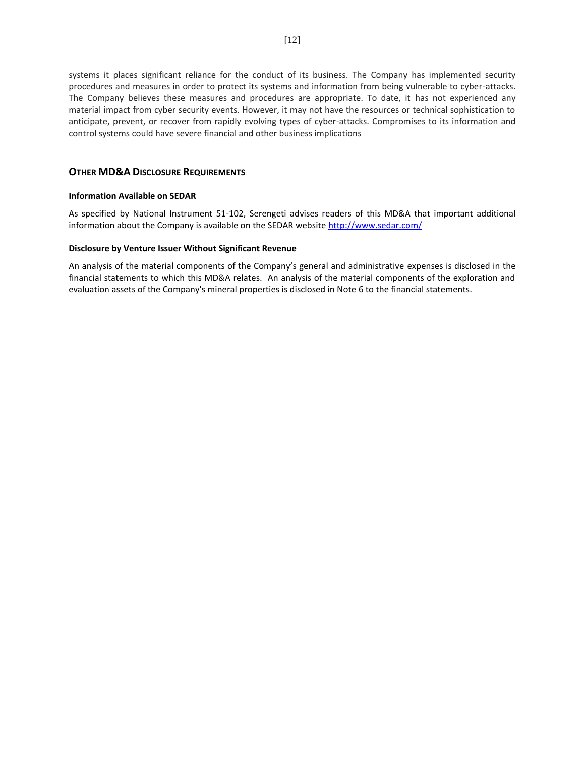systems it places significant reliance for the conduct of its business. The Company has implemented security procedures and measures in order to protect its systems and information from being vulnerable to cyber-attacks. The Company believes these measures and procedures are appropriate. To date, it has not experienced any material impact from cyber security events. However, it may not have the resources or technical sophistication to anticipate, prevent, or recover from rapidly evolving types of cyber-attacks. Compromises to its information and control systems could have severe financial and other business implications

## OTHER MD&A DISCLOSURE REQUIREMENTS

### Information Available on SEDAR

As specified by National Instrument 51-102, Serengeti advises readers of this MD&A that important additional information about the Company is available on the SEDAR website http://www.sedar.com/

### Disclosure by Venture Issuer Without Significant Revenue

An analysis of the material components of the Company's general and administrative expenses is disclosed in the financial statements to which this MD&A relates. An analysis of the material components of the exploration and evaluation assets of the Company's mineral properties is disclosed in Note 6 to the financial statements.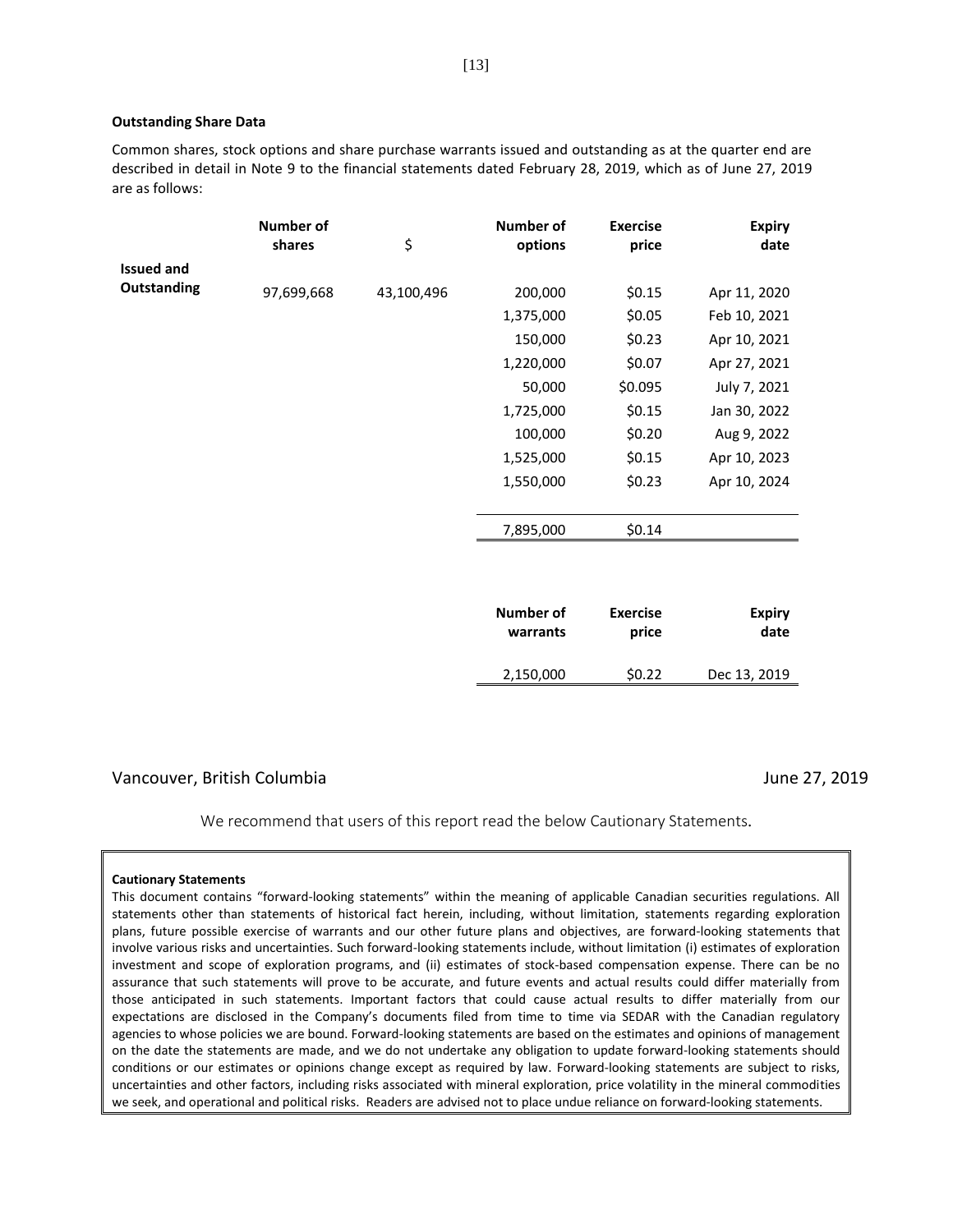**Outstanding Share Data**

Common shares, stock options and share purchase warrants issued and outstanding as at the quarter end are described in detail in Note 9 to the financial statements dated February 28, 2019, which as of June 27, 2019 are as follows:

| | Number of shares | $ | Number of options | Exercise price | Expiry date |
|---|---|---|---|---|---|
| Issued and Outstanding | 97,699,668 | 43,100,496 | 200,000 | $0.15 | Apr 11, 2020 |
| | | | 1,375,000 | $0.05 | Feb 10, 2021 |
| | | | 150,000 | $0.23 | Apr 10, 2021 |
| | | | 1,220,000 | $0.07 | Apr 27, 2021 |
| | | | 50,000 | $0.095 | July 7, 2021 |
| | | | 1,725,000 | $0.15 | Jan 30, 2022 |
| | | | 100,000 | $0.20 | Aug 9, 2022 |
| | | | 1,525,000 | $0.15 | Apr 10, 2023 |
| | | | 1,550,000 | $0.23 | Apr 10, 2024 |
| | | | 7,895,000 | $0.14 | |

| Number of warrants | Exercise price | Expiry date |
|---|---|---|
| 2,150,000 | $0.22 | Dec 13, 2019 |

Vancouver, British Columbia

June 27, 2019

We recommend that users of this report read the below Cautionary Statements.

**Cautionary Statements**

This document contains "forward-looking statements" within the meaning of applicable Canadian securities regulations. All statements other than statements of historical fact herein, including, without limitation, statements regarding exploration plans, future possible exercise of warrants and our other future plans and objectives, are forward-looking statements that involve various risks and uncertainties. Such forward-looking statements include, without limitation (i) estimates of exploration investment and scope of exploration programs, and (ii) estimates of stock-based compensation expense. There can be no assurance that such statements will prove to be accurate, and future events and actual results could differ materially from those anticipated in such statements. Important factors that could cause actual results to differ materially from our expectations are disclosed in the Company's documents filed from time to time via SEDAR with the Canadian regulatory agencies to whose policies we are bound. Forward-looking statements are based on the estimates and opinions of management on the date the statements are made, and we do not undertake any obligation to update forward-looking statements should conditions or our estimates or opinions change except as required by law. Forward-looking statements are subject to risks, uncertainties and other factors, including risks associated with mineral exploration, price volatility in the mineral commodities we seek, and operational and political risks. Readers are advised not to place undue reliance on forward-looking statements.